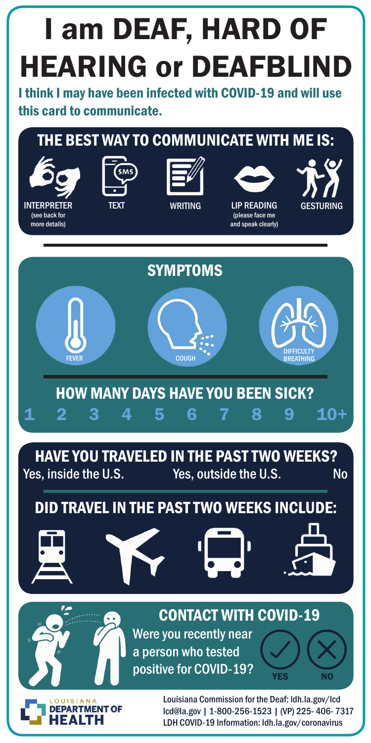# I am DEAF, HARD OF HEARING or DEAFBLIND

**I think I may have been infected with COVID-19 and will use this card to communicate.**

## THE BEST WAY TO COMMUNICATE WITH ME IS:

- INTERPRETER (see back for more details)
- TEXT
- WRITING
- LIP READING (please face me and speak clearly)
- GESTURING

## SYMPTOMS

- FEVER
- COUGH
- DIFFICULTY BREATHING

## HOW MANY DAYS HAVE YOU BEEN SICK?

1 2 3 4 5 6 7 8 9 10+

## HAVE YOU TRAVELED IN THE PAST TWO WEEKS?

Yes, inside the U.S. | Yes, outside the U.S. | No

## DID TRAVEL IN THE PAST TWO WEEKS INCLUDE:

## CONTACT WITH COVID-19

Were you recently near a person who tested positive for COVID-19?

YES NO

LOUISIANA DEPARTMENT OF HEALTH

Louisiana Commission for the Deaf: ldh.la.gov/lcd
lcd@la.gov | 1-800-256-1523 | (VP) 225- 406- 7317
LDH COVID-19 Information: ldh.la.gov/coronavirus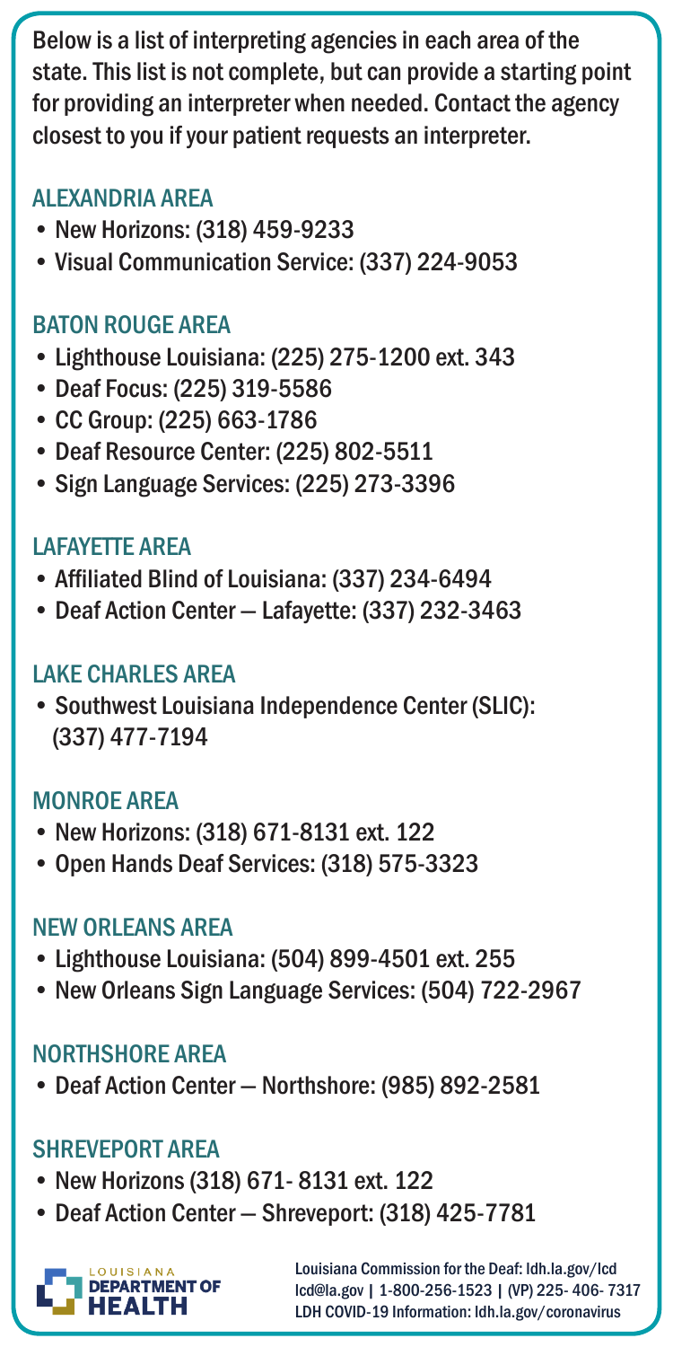Below is a list of interpreting agencies in each area of the state. This list is not complete, but can provide a starting point for providing an interpreter when needed. Contact the agency closest to you if your patient requests an interpreter.

## ALEXANDRIA AREA

- New Horizons: (318) 459-9233
- Visual Communication Service: (337) 224-9053

## BATON ROUGE AREA

- Lighthouse Louisiana: (225) 275-1200 ext. 343
- Deaf Focus: (225) 319-5586
- CC Group: (225) 663-1786
- Deaf Resource Center: (225) 802-5511
- Sign Language Services: (225) 273-3396

## LAFAYETTE AREA

- Affiliated Blind of Louisiana: (337) 234-6494
- Deaf Action Center — Lafayette: (337) 232-3463

## LAKE CHARLES AREA

- Southwest Louisiana Independence Center (SLIC): (337) 477-7194

## MONROE AREA

- New Horizons: (318) 671-8131 ext. 122
- Open Hands Deaf Services: (318) 575-3323

## NEW ORLEANS AREA

- Lighthouse Louisiana: (504) 899-4501 ext. 255
- New Orleans Sign Language Services: (504) 722-2967

## NORTHSHORE AREA

- Deaf Action Center — Northshore: (985) 892-2581

## SHREVEPORT AREA

- New Horizons (318) 671- 8131 ext. 122
- Deaf Action Center — Shreveport: (318) 425-7781

LOUISIANA DEPARTMENT OF HEALTH

Louisiana Commission for the Deaf: ldh.la.gov/lcd
lcd@la.gov | 1-800-256-1523 | (VP) 225- 406- 7317
LDH COVID-19 Information: ldh.la.gov/coronavirus